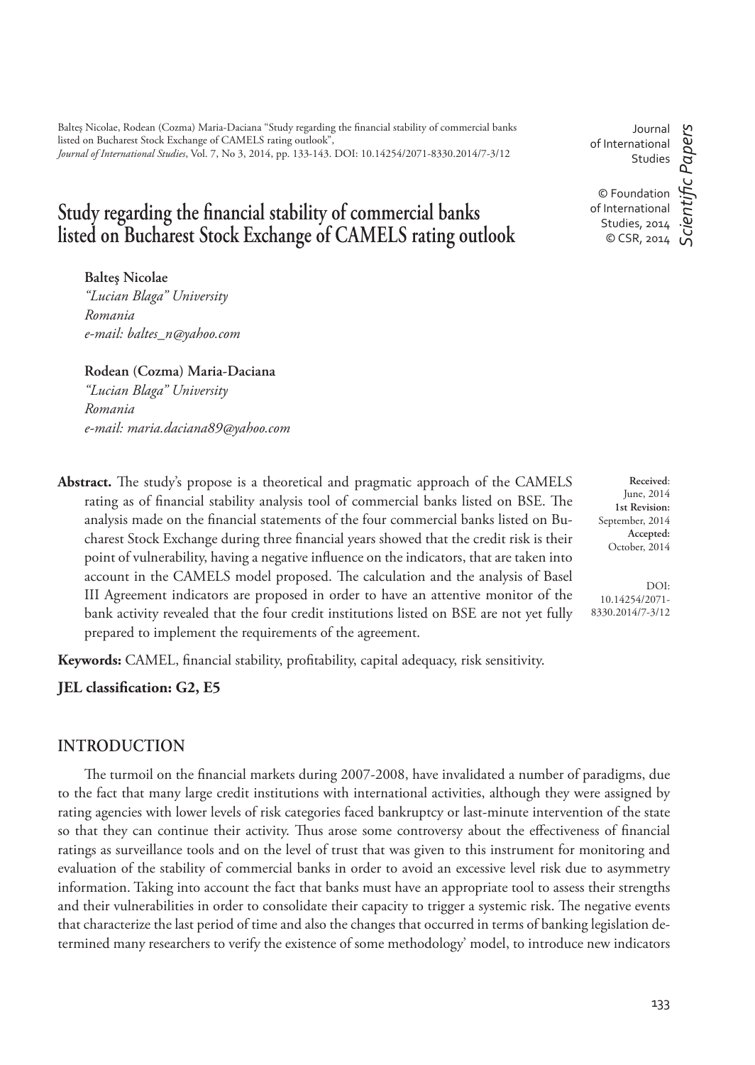Balteş Nicolae, Rodean (Cozma) Maria-Daciana "Study regarding the financial stability of commercial banks listed on Bucharest Stock Exchange of CAMELS rating outlook",
*Journal of International Studies*, Vol. 7, No 3, 2014, pp. 133-143. DOI: 10.14254/2071-8330.2014/7-3/12

Journal of International Studies

© Foundation of International Studies, 2014
© CSR, 2014

*Scientific Papers*

# Study regarding the financial stability of commercial banks listed on Bucharest Stock Exchange of CAMELS rating outlook

**Balteş Nicolae**
*"Lucian Blaga" University*
*Romania*
*e-mail: baltes_n@yahoo.com*

**Rodean (Cozma) Maria-Daciana**
*"Lucian Blaga" University*
*Romania*
*e-mail: maria.daciana89@yahoo.com*

**Received**: June, 2014
**1st Revision:** September, 2014
**Accepted:** October, 2014

DOI: 10.14254/2071-8330.2014/7-3/12

**Abstract.** The study's propose is a theoretical and pragmatic approach of the CAMELS rating as of financial stability analysis tool of commercial banks listed on BSE. The analysis made on the financial statements of the four commercial banks listed on Bucharest Stock Exchange during three financial years showed that the credit risk is their point of vulnerability, having a negative influence on the indicators, that are taken into account in the CAMELS model proposed. The calculation and the analysis of Basel III Agreement indicators are proposed in order to have an attentive monitor of the bank activity revealed that the four credit institutions listed on BSE are not yet fully prepared to implement the requirements of the agreement.

**Keywords:** CAMEL, financial stability, profitability, capital adequacy, risk sensitivity.

**JEL classification: G2, E5**

## INTRODUCTION

The turmoil on the financial markets during 2007-2008, have invalidated a number of paradigms, due to the fact that many large credit institutions with international activities, although they were assigned by rating agencies with lower levels of risk categories faced bankruptcy or last-minute intervention of the state so that they can continue their activity. Thus arose some controversy about the effectiveness of financial ratings as surveillance tools and on the level of trust that was given to this instrument for monitoring and evaluation of the stability of commercial banks in order to avoid an excessive level risk due to asymmetry information. Taking into account the fact that banks must have an appropriate tool to assess their strengths and their vulnerabilities in order to consolidate their capacity to trigger a systemic risk. The negative events that characterize the last period of time and also the changes that occurred in terms of banking legislation determined many researchers to verify the existence of some methodology' model, to introduce new indicators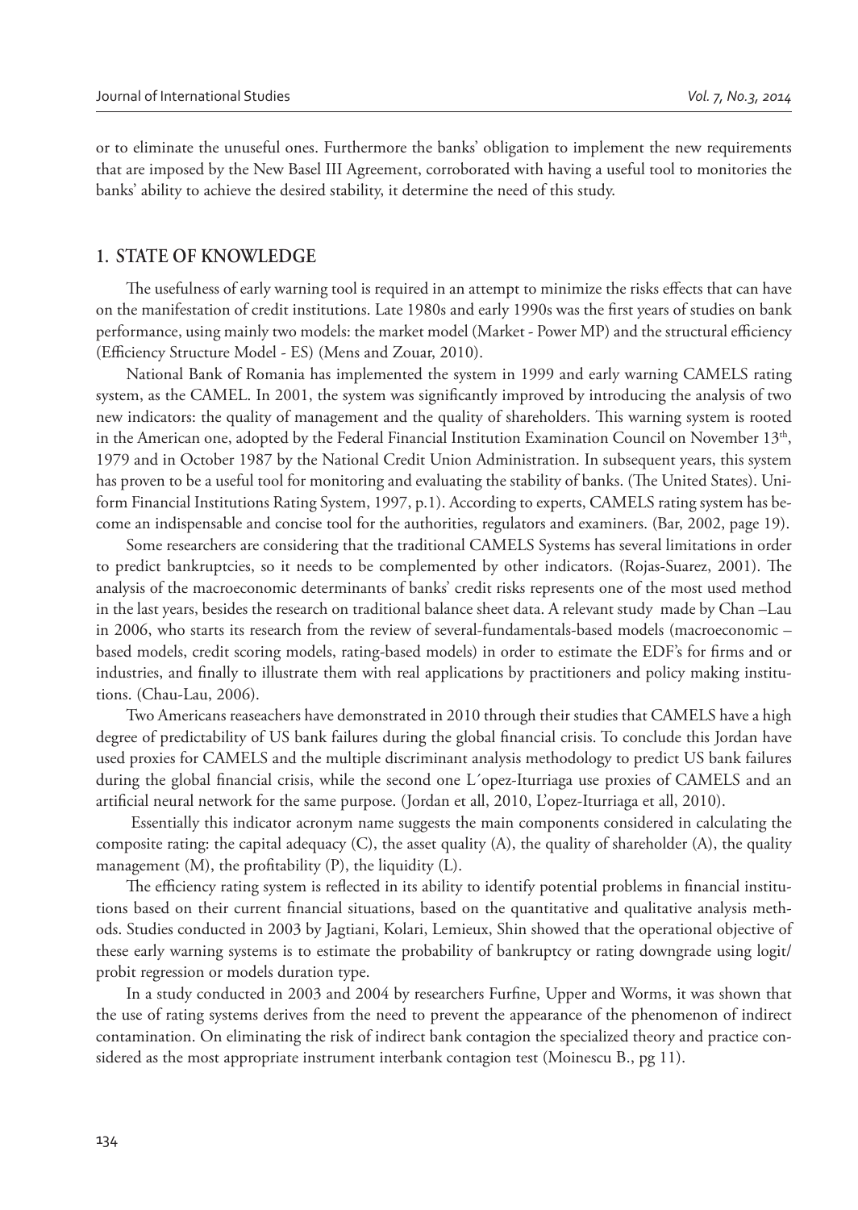or to eliminate the unuseful ones. Furthermore the banks' obligation to implement the new requirements that are imposed by the New Basel III Agreement, corroborated with having a useful tool to monitories the banks' ability to achieve the desired stability, it determine the need of this study.

## 1. STATE OF KNOWLEDGE

The usefulness of early warning tool is required in an attempt to minimize the risks effects that can have on the manifestation of credit institutions. Late 1980s and early 1990s was the first years of studies on bank performance, using mainly two models: the market model (Market - Power MP) and the structural efficiency (Efficiency Structure Model - ES) (Mens and Zouar, 2010).

National Bank of Romania has implemented the system in 1999 and early warning CAMELS rating system, as the CAMEL. In 2001, the system was significantly improved by introducing the analysis of two new indicators: the quality of management and the quality of shareholders. This warning system is rooted in the American one, adopted by the Federal Financial Institution Examination Council on November 13th, 1979 and in October 1987 by the National Credit Union Administration. In subsequent years, this system has proven to be a useful tool for monitoring and evaluating the stability of banks. (The United States). Uniform Financial Institutions Rating System, 1997, p.1). According to experts, CAMELS rating system has become an indispensable and concise tool for the authorities, regulators and examiners. (Bar, 2002, page 19).

Some researchers are considering that the traditional CAMELS Systems has several limitations in order to predict bankruptcies, so it needs to be complemented by other indicators. (Rojas-Suarez, 2001). The analysis of the macroeconomic determinants of banks' credit risks represents one of the most used method in the last years, besides the research on traditional balance sheet data. A relevant study made by Chan –Lau in 2006, who starts its research from the review of several-fundamentals-based models (macroeconomic – based models, credit scoring models, rating-based models) in order to estimate the EDF's for firms and or industries, and finally to illustrate them with real applications by practitioners and policy making institutions. (Chau-Lau, 2006).

Two Americans reaseachers have demonstrated in 2010 through their studies that CAMELS have a high degree of predictability of US bank failures during the global financial crisis. To conclude this Jordan have used proxies for CAMELS and the multiple discriminant analysis methodology to predict US bank failures during the global financial crisis, while the second one L´opez-Iturriaga use proxies of CAMELS and an artificial neural network for the same purpose. (Jordan et all, 2010, L'opez-Iturriaga et all, 2010).

Essentially this indicator acronym name suggests the main components considered in calculating the composite rating: the capital adequacy (C), the asset quality (A), the quality of shareholder (A), the quality management (M), the profitability (P), the liquidity (L).

The efficiency rating system is reflected in its ability to identify potential problems in financial institutions based on their current financial situations, based on the quantitative and qualitative analysis methods. Studies conducted in 2003 by Jagtiani, Kolari, Lemieux, Shin showed that the operational objective of these early warning systems is to estimate the probability of bankruptcy or rating downgrade using logit/probit regression or models duration type.

In a study conducted in 2003 and 2004 by researchers Furfine, Upper and Worms, it was shown that the use of rating systems derives from the need to prevent the appearance of the phenomenon of indirect contamination. On eliminating the risk of indirect bank contagion the specialized theory and practice considered as the most appropriate instrument interbank contagion test (Moinescu B., pg 11).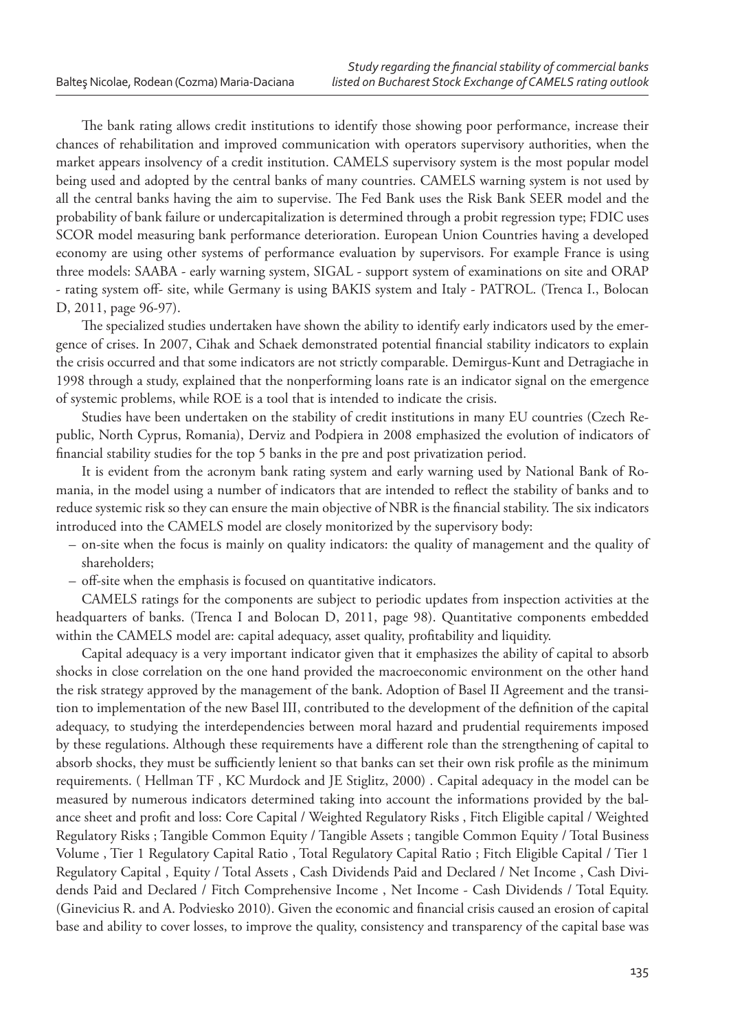The bank rating allows credit institutions to identify those showing poor performance, increase their chances of rehabilitation and improved communication with operators supervisory authorities, when the market appears insolvency of a credit institution. CAMELS supervisory system is the most popular model being used and adopted by the central banks of many countries. CAMELS warning system is not used by all the central banks having the aim to supervise. The Fed Bank uses the Risk Bank SEER model and the probability of bank failure or undercapitalization is determined through a probit regression type; FDIC uses SCOR model measuring bank performance deterioration. European Union Countries having a developed economy are using other systems of performance evaluation by supervisors. For example France is using three models: SAABA - early warning system, SIGAL - support system of examinations on site and ORAP - rating system off- site, while Germany is using BAKIS system and Italy - PATROL. (Trenca I., Bolocan D, 2011, page 96-97).

The specialized studies undertaken have shown the ability to identify early indicators used by the emergence of crises. In 2007, Cihak and Schaek demonstrated potential financial stability indicators to explain the crisis occurred and that some indicators are not strictly comparable. Demirgus-Kunt and Detragiache in 1998 through a study, explained that the nonperforming loans rate is an indicator signal on the emergence of systemic problems, while ROE is a tool that is intended to indicate the crisis.

Studies have been undertaken on the stability of credit institutions in many EU countries (Czech Republic, North Cyprus, Romania), Derviz and Podpiera in 2008 emphasized the evolution of indicators of financial stability studies for the top 5 banks in the pre and post privatization period.

It is evident from the acronym bank rating system and early warning used by National Bank of Romania, in the model using a number of indicators that are intended to reflect the stability of banks and to reduce systemic risk so they can ensure the main objective of NBR is the financial stability. The six indicators introduced into the CAMELS model are closely monitorized by the supervisory body:

– on-site when the focus is mainly on quality indicators: the quality of management and the quality of shareholders;
– off-site when the emphasis is focused on quantitative indicators.

CAMELS ratings for the components are subject to periodic updates from inspection activities at the headquarters of banks. (Trenca I and Bolocan D, 2011, page 98). Quantitative components embedded within the CAMELS model are: capital adequacy, asset quality, profitability and liquidity.

Capital adequacy is a very important indicator given that it emphasizes the ability of capital to absorb shocks in close correlation on the one hand provided the macroeconomic environment on the other hand the risk strategy approved by the management of the bank. Adoption of Basel II Agreement and the transition to implementation of the new Basel III, contributed to the development of the definition of the capital adequacy, to studying the interdependencies between moral hazard and prudential requirements imposed by these regulations. Although these requirements have a different role than the strengthening of capital to absorb shocks, they must be sufficiently lenient so that banks can set their own risk profile as the minimum requirements. ( Hellman TF , KC Murdock and JE Stiglitz, 2000) . Capital adequacy in the model can be measured by numerous indicators determined taking into account the informations provided by the balance sheet and profit and loss: Core Capital / Weighted Regulatory Risks , Fitch Eligible capital / Weighted Regulatory Risks ; Tangible Common Equity / Tangible Assets ; tangible Common Equity / Total Business Volume , Tier 1 Regulatory Capital Ratio , Total Regulatory Capital Ratio ; Fitch Eligible Capital / Tier 1 Regulatory Capital , Equity / Total Assets , Cash Dividends Paid and Declared / Net Income , Cash Dividends Paid and Declared / Fitch Comprehensive Income , Net Income - Cash Dividends / Total Equity. (Ginevicius R. and A. Podviesko 2010). Given the economic and financial crisis caused an erosion of capital base and ability to cover losses, to improve the quality, consistency and transparency of the capital base was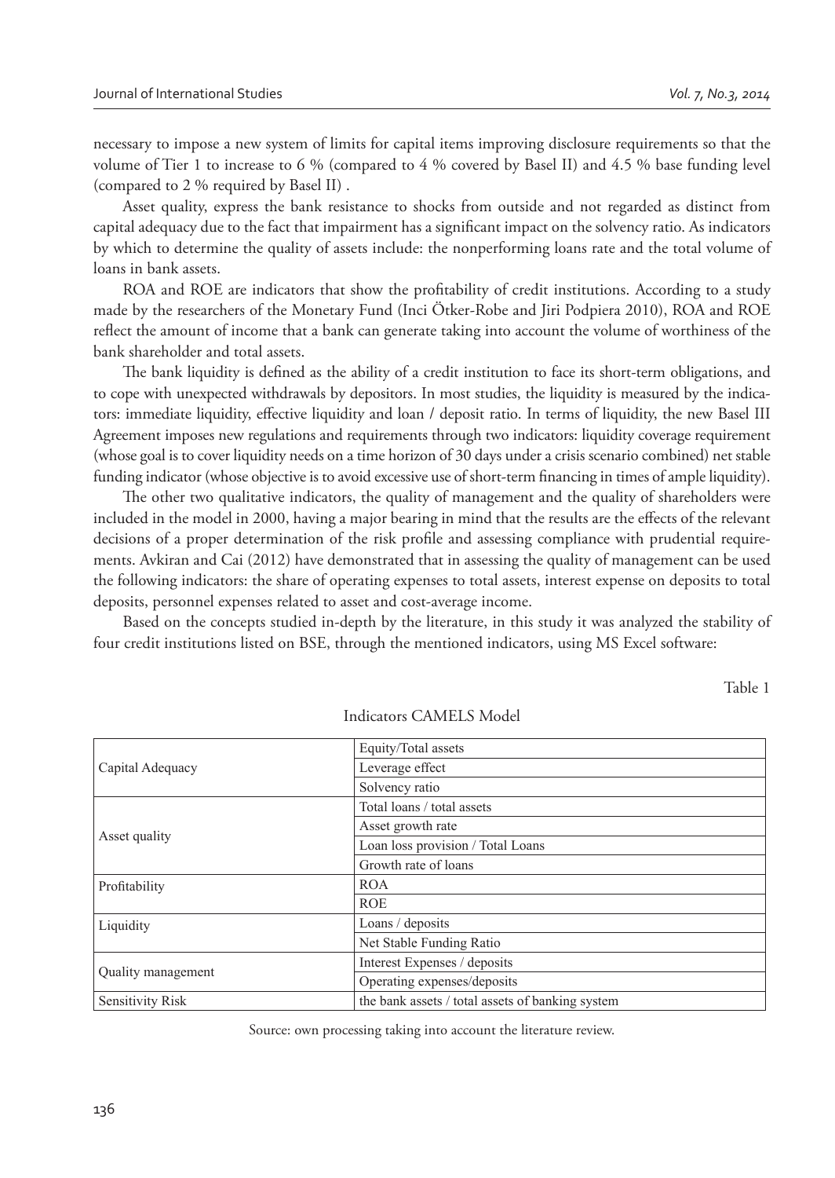necessary to impose a new system of limits for capital items improving disclosure requirements so that the volume of Tier 1 to increase to 6 % (compared to 4 % covered by Basel II) and 4.5 % base funding level (compared to 2 % required by Basel II) .

Asset quality, express the bank resistance to shocks from outside and not regarded as distinct from capital adequacy due to the fact that impairment has a significant impact on the solvency ratio. As indicators by which to determine the quality of assets include: the nonperforming loans rate and the total volume of loans in bank assets.

ROA and ROE are indicators that show the profitability of credit institutions. According to a study made by the researchers of the Monetary Fund (Inci Ötker-Robe and Jiri Podpiera 2010), ROA and ROE reflect the amount of income that a bank can generate taking into account the volume of worthiness of the bank shareholder and total assets.

The bank liquidity is defined as the ability of a credit institution to face its short-term obligations, and to cope with unexpected withdrawals by depositors. In most studies, the liquidity is measured by the indicators: immediate liquidity, effective liquidity and loan / deposit ratio. In terms of liquidity, the new Basel III Agreement imposes new regulations and requirements through two indicators: liquidity coverage requirement (whose goal is to cover liquidity needs on a time horizon of 30 days under a crisis scenario combined) net stable funding indicator (whose objective is to avoid excessive use of short-term financing in times of ample liquidity).

The other two qualitative indicators, the quality of management and the quality of shareholders were included in the model in 2000, having a major bearing in mind that the results are the effects of the relevant decisions of a proper determination of the risk profile and assessing compliance with prudential requirements. Avkiran and Cai (2012) have demonstrated that in assessing the quality of management can be used the following indicators: the share of operating expenses to total assets, interest expense on deposits to total deposits, personnel expenses related to asset and cost-average income.

Based on the concepts studied in-depth by the literature, in this study it was analyzed the stability of four credit institutions listed on BSE, through the mentioned indicators, using MS Excel software:

Table 1

Indicators CAMELS Model

| | |
|---|---|
| Capital Adequacy | Equity/Total assets |
| | Leverage effect |
| | Solvency ratio |
| Asset quality | Total loans / total assets |
| | Asset growth rate |
| | Loan loss provision / Total Loans |
| | Growth rate of loans |
| Profitability | ROA |
| | ROE |
| Liquidity | Loans / deposits |
| | Net Stable Funding Ratio |
| Quality management | Interest Expenses / deposits |
| | Operating expenses/deposits |
| Sensitivity Risk | the bank assets / total assets of banking system |

Source: own processing taking into account the literature review.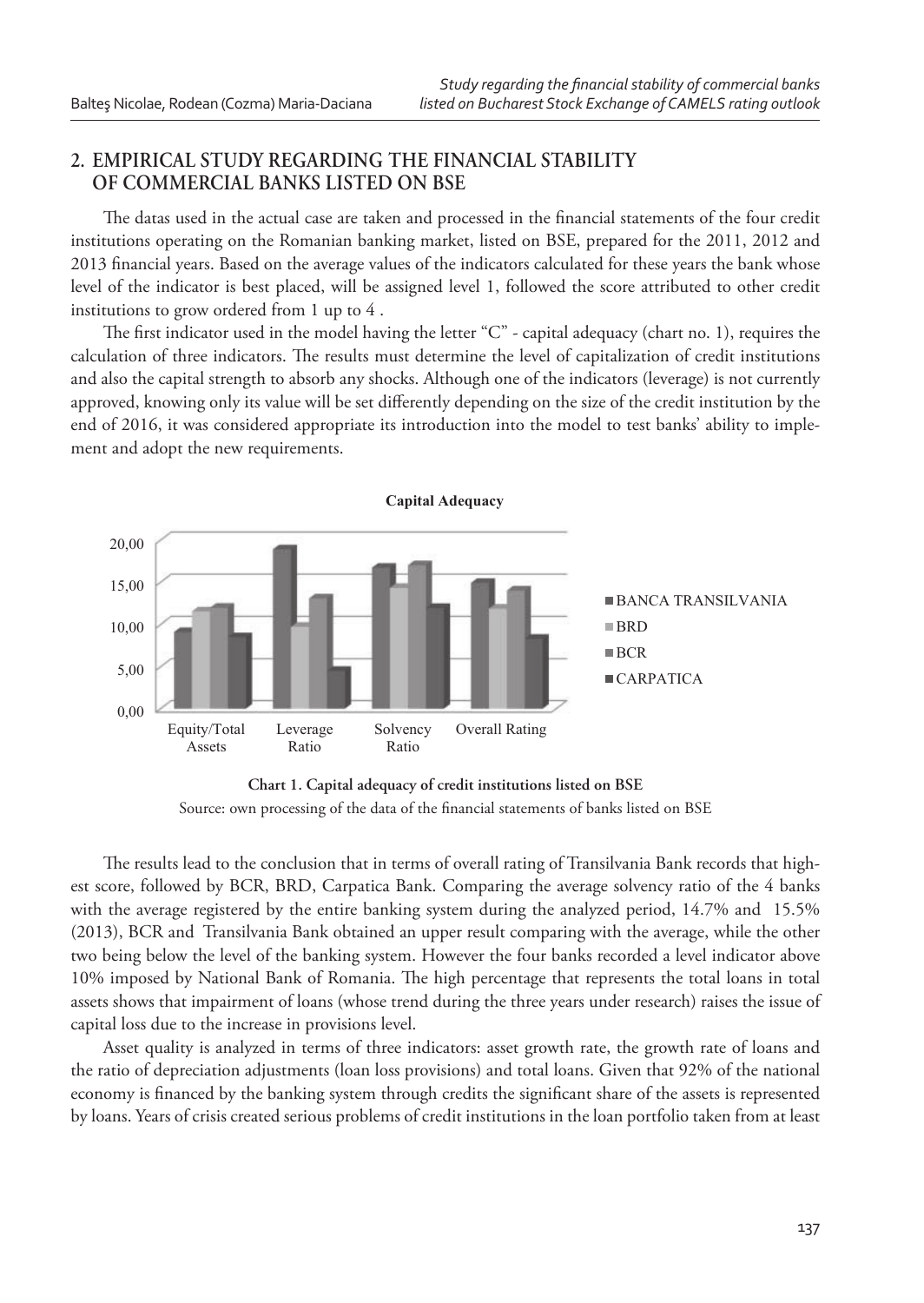## 2. EMPIRICAL STUDY REGARDING THE FINANCIAL STABILITY OF COMMERCIAL BANKS LISTED ON BSE

The datas used in the actual case are taken and processed in the financial statements of the four credit institutions operating on the Romanian banking market, listed on BSE, prepared for the 2011, 2012 and 2013 financial years. Based on the average values of the indicators calculated for these years the bank whose level of the indicator is best placed, will be assigned level 1, followed the score attributed to other credit institutions to grow ordered from 1 up to 4 .

The first indicator used in the model having the letter "C" - capital adequacy (chart no. 1), requires the calculation of three indicators. The results must determine the level of capitalization of credit institutions and also the capital strength to absorb any shocks. Although one of the indicators (leverage) is not currently approved, knowing only its value will be set differently depending on the size of the credit institution by the end of 2016, it was considered appropriate its introduction into the model to test banks' ability to implement and adopt the new requirements.

**Chart 1. Capital adequacy of credit institutions listed on BSE**

Source: own processing of the data of the financial statements of banks listed on BSE

The results lead to the conclusion that in terms of overall rating of Transilvania Bank records that highest score, followed by BCR, BRD, Carpatica Bank. Comparing the average solvency ratio of the 4 banks with the average registered by the entire banking system during the analyzed period, 14.7% and 15.5% (2013), BCR and Transilvania Bank obtained an upper result comparing with the average, while the other two being below the level of the banking system. However the four banks recorded a level indicator above 10% imposed by National Bank of Romania. The high percentage that represents the total loans in total assets shows that impairment of loans (whose trend during the three years under research) raises the issue of capital loss due to the increase in provisions level.

Asset quality is analyzed in terms of three indicators: asset growth rate, the growth rate of loans and the ratio of depreciation adjustments (loan loss provisions) and total loans. Given that 92% of the national economy is financed by the banking system through credits the significant share of the assets is represented by loans. Years of crisis created serious problems of credit institutions in the loan portfolio taken from at least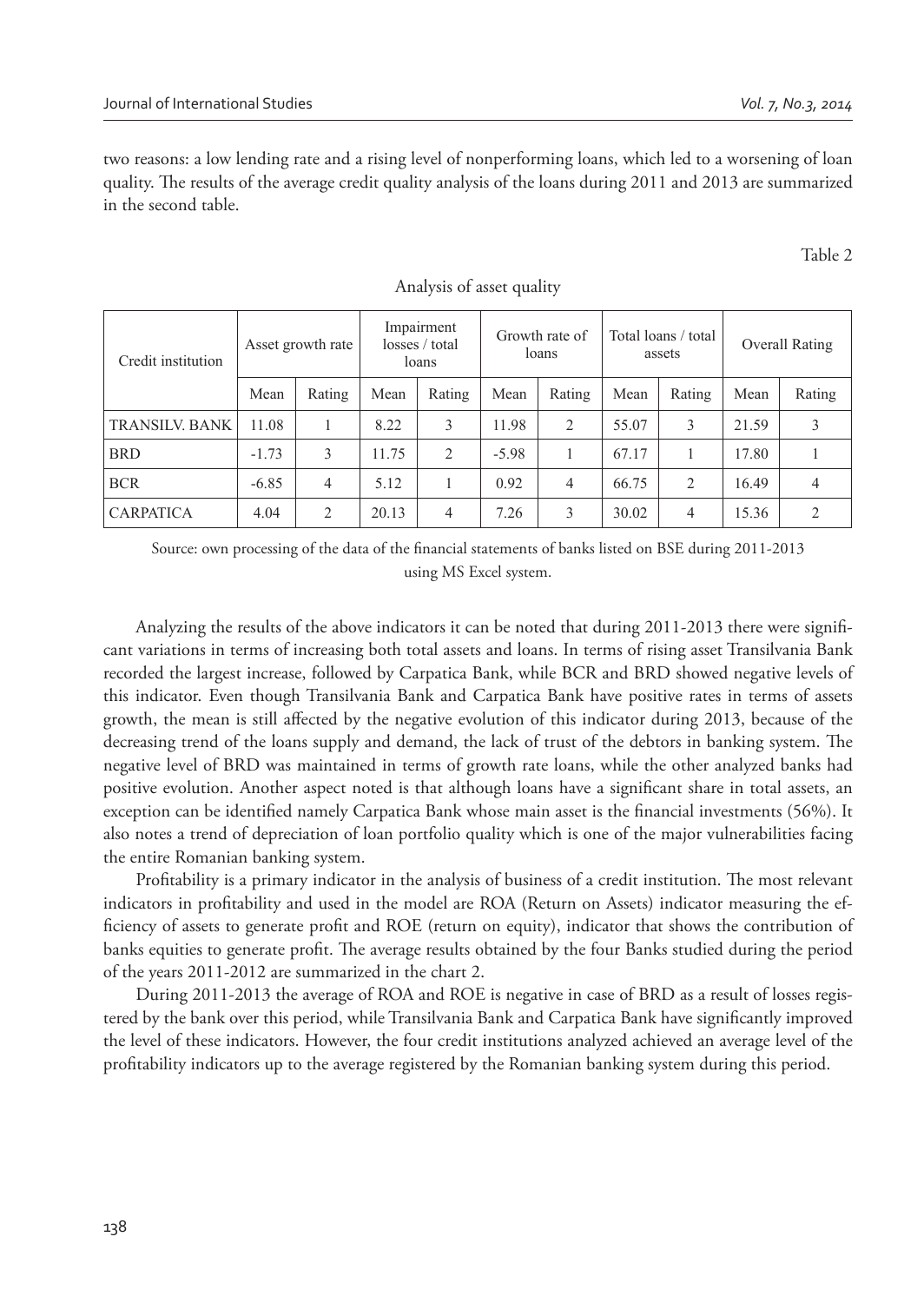two reasons: a low lending rate and a rising level of nonperforming loans, which led to a worsening of loan quality. The results of the average credit quality analysis of the loans during 2011 and 2013 are summarized in the second table.

Table 2

Analysis of asset quality

| Credit institution | Asset growth rate | | Impairment losses / total loans | | Growth rate of loans | | Total loans / total assets | | Overall Rating | |
|---|---|---|---|---|---|---|---|---|---|---|
| | Mean | Rating | Mean | Rating | Mean | Rating | Mean | Rating | Mean | Rating |
| TRANSILV. BANK | 11.08 | 1 | 8.22 | 3 | 11.98 | 2 | 55.07 | 3 | 21.59 | 3 |
| BRD | -1.73 | 3 | 11.75 | 2 | -5.98 | 1 | 67.17 | 1 | 17.80 | 1 |
| BCR | -6.85 | 4 | 5.12 | 1 | 0.92 | 4 | 66.75 | 2 | 16.49 | 4 |
| CARPATICA | 4.04 | 2 | 20.13 | 4 | 7.26 | 3 | 30.02 | 4 | 15.36 | 2 |

Source: own processing of the data of the financial statements of banks listed on BSE during 2011-2013 using MS Excel system.

Analyzing the results of the above indicators it can be noted that during 2011-2013 there were significant variations in terms of increasing both total assets and loans. In terms of rising asset Transilvania Bank recorded the largest increase, followed by Carpatica Bank, while BCR and BRD showed negative levels of this indicator. Even though Transilvania Bank and Carpatica Bank have positive rates in terms of assets growth, the mean is still affected by the negative evolution of this indicator during 2013, because of the decreasing trend of the loans supply and demand, the lack of trust of the debtors in banking system. The negative level of BRD was maintained in terms of growth rate loans, while the other analyzed banks had positive evolution. Another aspect noted is that although loans have a significant share in total assets, an exception can be identified namely Carpatica Bank whose main asset is the financial investments (56%). It also notes a trend of depreciation of loan portfolio quality which is one of the major vulnerabilities facing the entire Romanian banking system.

Profitability is a primary indicator in the analysis of business of a credit institution. The most relevant indicators in profitability and used in the model are ROA (Return on Assets) indicator measuring the efficiency of assets to generate profit and ROE (return on equity), indicator that shows the contribution of banks equities to generate profit. The average results obtained by the four Banks studied during the period of the years 2011-2012 are summarized in the chart 2.

During 2011-2013 the average of ROA and ROE is negative in case of BRD as a result of losses registered by the bank over this period, while Transilvania Bank and Carpatica Bank have significantly improved the level of these indicators. However, the four credit institutions analyzed achieved an average level of the profitability indicators up to the average registered by the Romanian banking system during this period.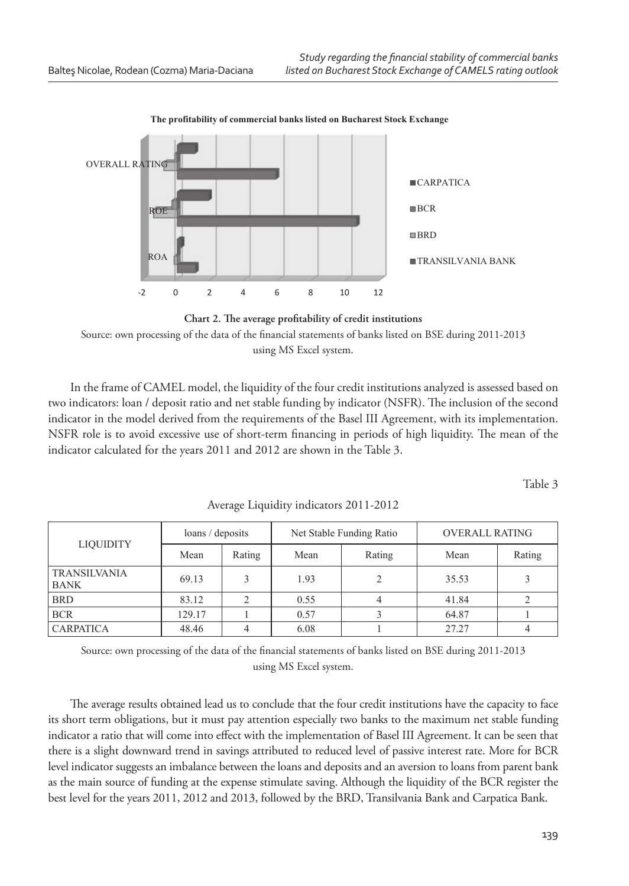**The profitability of commercial banks listed on Bucharest Stock Exchange**

**Chart 2. The average profitability of credit institutions**

Source: own processing of the data of the financial statements of banks listed on BSE during 2011-2013 using MS Excel system.

In the frame of CAMEL model, the liquidity of the four credit institutions analyzed is assessed based on two indicators: loan / deposit ratio and net stable funding by indicator (NSFR). The inclusion of the second indicator in the model derived from the requirements of the Basel III Agreement, with its implementation. NSFR role is to avoid excessive use of short-term financing in periods of high liquidity. The mean of the indicator calculated for the years 2011 and 2012 are shown in the Table 3.

Table 3

Average Liquidity indicators 2011-2012

| LIQUIDITY | loans / deposits | | Net Stable Funding Ratio | | OVERALL RATING | |
|---|---|---|---|---|---|---|
| | Mean | Rating | Mean | Rating | Mean | Rating |
| TRANSILVANIA BANK | 69.13 | 3 | 1.93 | 2 | 35.53 | 3 |
| BRD | 83.12 | 2 | 0.55 | 4 | 41.84 | 2 |
| BCR | 129.17 | 1 | 0.57 | 3 | 64.87 | 1 |
| CARPATICA | 48.46 | 4 | 6.08 | 1 | 27.27 | 4 |

Source: own processing of the data of the financial statements of banks listed on BSE during 2011-2013 using MS Excel system.

The average results obtained lead us to conclude that the four credit institutions have the capacity to face its short term obligations, but it must pay attention especially two banks to the maximum net stable funding indicator a ratio that will come into effect with the implementation of Basel III Agreement. It can be seen that there is a slight downward trend in savings attributed to reduced level of passive interest rate. More for BCR level indicator suggests an imbalance between the loans and deposits and an aversion to loans from parent bank as the main source of funding at the expense stimulate saving. Although the liquidity of the BCR register the best level for the years 2011, 2012 and 2013, followed by the BRD, Transilvania Bank and Carpatica Bank.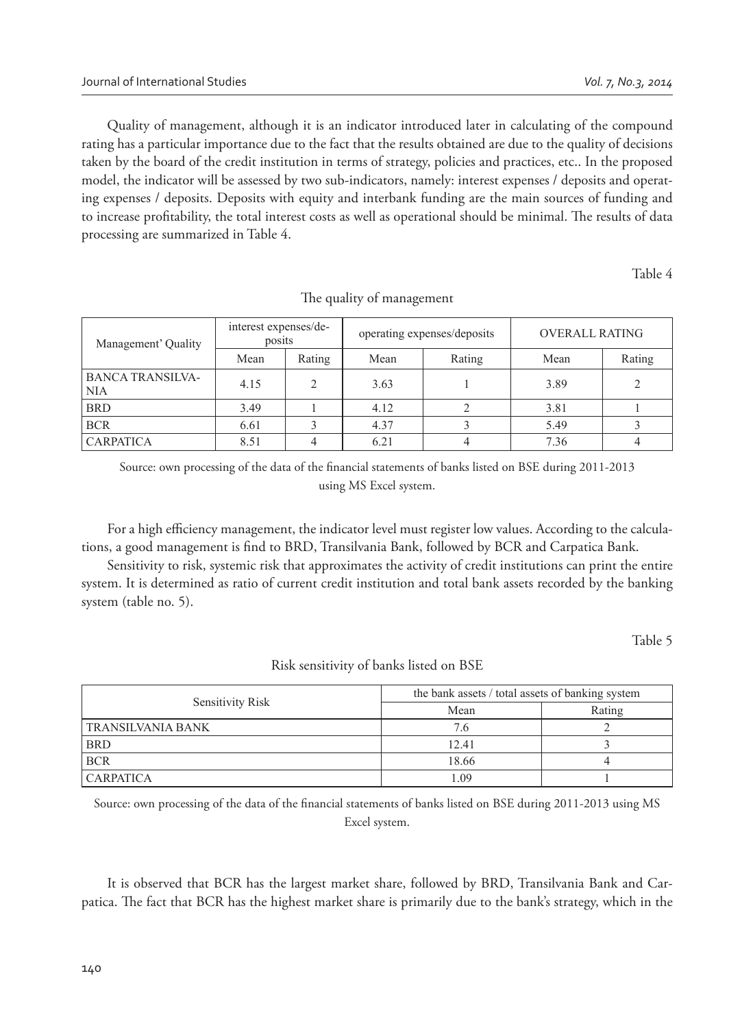Quality of management, although it is an indicator introduced later in calculating of the compound rating has a particular importance due to the fact that the results obtained are due to the quality of decisions taken by the board of the credit institution in terms of strategy, policies and practices, etc.. In the proposed model, the indicator will be assessed by two sub-indicators, namely: interest expenses / deposits and operating expenses / deposits. Deposits with equity and interbank funding are the main sources of funding and to increase profitability, the total interest costs as well as operational should be minimal. The results of data processing are summarized in Table 4.

Table 4

The quality of management

| Management' Quality | interest expenses/deposits | | operating expenses/deposits | | OVERALL RATING | |
|---|---|---|---|---|---|---|
| | Mean | Rating | Mean | Rating | Mean | Rating |
| BANCA TRANSILVANIA | 4.15 | 2 | 3.63 | 1 | 3.89 | 2 |
| BRD | 3.49 | 1 | 4.12 | 2 | 3.81 | 1 |
| BCR | 6.61 | 3 | 4.37 | 3 | 5.49 | 3 |
| CARPATICA | 8.51 | 4 | 6.21 | 4 | 7.36 | 4 |

Source: own processing of the data of the financial statements of banks listed on BSE during 2011-2013 using MS Excel system.

For a high efficiency management, the indicator level must register low values. According to the calculations, a good management is find to BRD, Transilvania Bank, followed by BCR and Carpatica Bank.

Sensitivity to risk, systemic risk that approximates the activity of credit institutions can print the entire system. It is determined as ratio of current credit institution and total bank assets recorded by the banking system (table no. 5).

Table 5

Risk sensitivity of banks listed on BSE

| Sensitivity Risk | the bank assets / total assets of banking system | |
|---|---|---|
| | Mean | Rating |
| TRANSILVANIA BANK | 7.6 | 2 |
| BRD | 12.41 | 3 |
| BCR | 18.66 | 4 |
| CARPATICA | 1.09 | 1 |

Source: own processing of the data of the financial statements of banks listed on BSE during 2011-2013 using MS Excel system.

It is observed that BCR has the largest market share, followed by BRD, Transilvania Bank and Carpatica. The fact that BCR has the highest market share is primarily due to the bank's strategy, which in the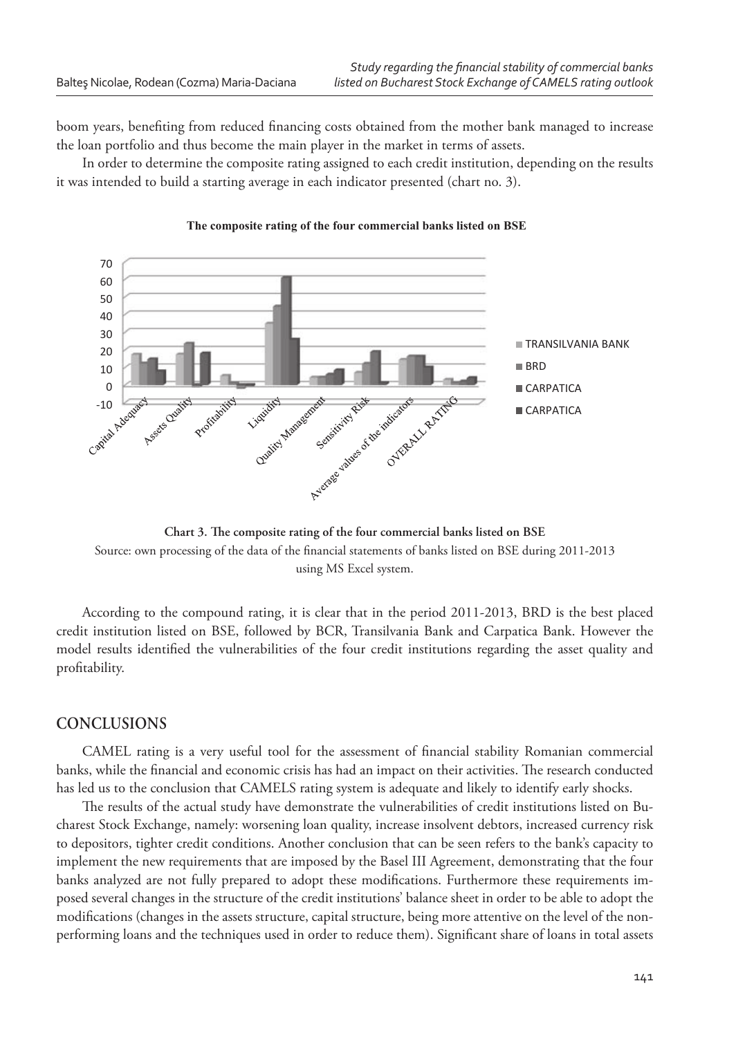boom years, benefiting from reduced financing costs obtained from the mother bank managed to increase the loan portfolio and thus become the main player in the market in terms of assets.

In order to determine the composite rating assigned to each credit institution, depending on the results it was intended to build a starting average in each indicator presented (chart no. 3).

**The composite rating of the four commercial banks listed on BSE**

**Chart 3. The composite rating of the four commercial banks listed on BSE**

Source: own processing of the data of the financial statements of banks listed on BSE during 2011-2013 using MS Excel system.

According to the compound rating, it is clear that in the period 2011-2013, BRD is the best placed credit institution listed on BSE, followed by BCR, Transilvania Bank and Carpatica Bank. However the model results identified the vulnerabilities of the four credit institutions regarding the asset quality and profitability.

## CONCLUSIONS

CAMEL rating is a very useful tool for the assessment of financial stability Romanian commercial banks, while the financial and economic crisis has had an impact on their activities. The research conducted has led us to the conclusion that CAMELS rating system is adequate and likely to identify early shocks.

The results of the actual study have demonstrate the vulnerabilities of credit institutions listed on Bucharest Stock Exchange, namely: worsening loan quality, increase insolvent debtors, increased currency risk to depositors, tighter credit conditions. Another conclusion that can be seen refers to the bank's capacity to implement the new requirements that are imposed by the Basel III Agreement, demonstrating that the four banks analyzed are not fully prepared to adopt these modifications. Furthermore these requirements imposed several changes in the structure of the credit institutions' balance sheet in order to be able to adopt the modifications (changes in the assets structure, capital structure, being more attentive on the level of the non-performing loans and the techniques used in order to reduce them). Significant share of loans in total assets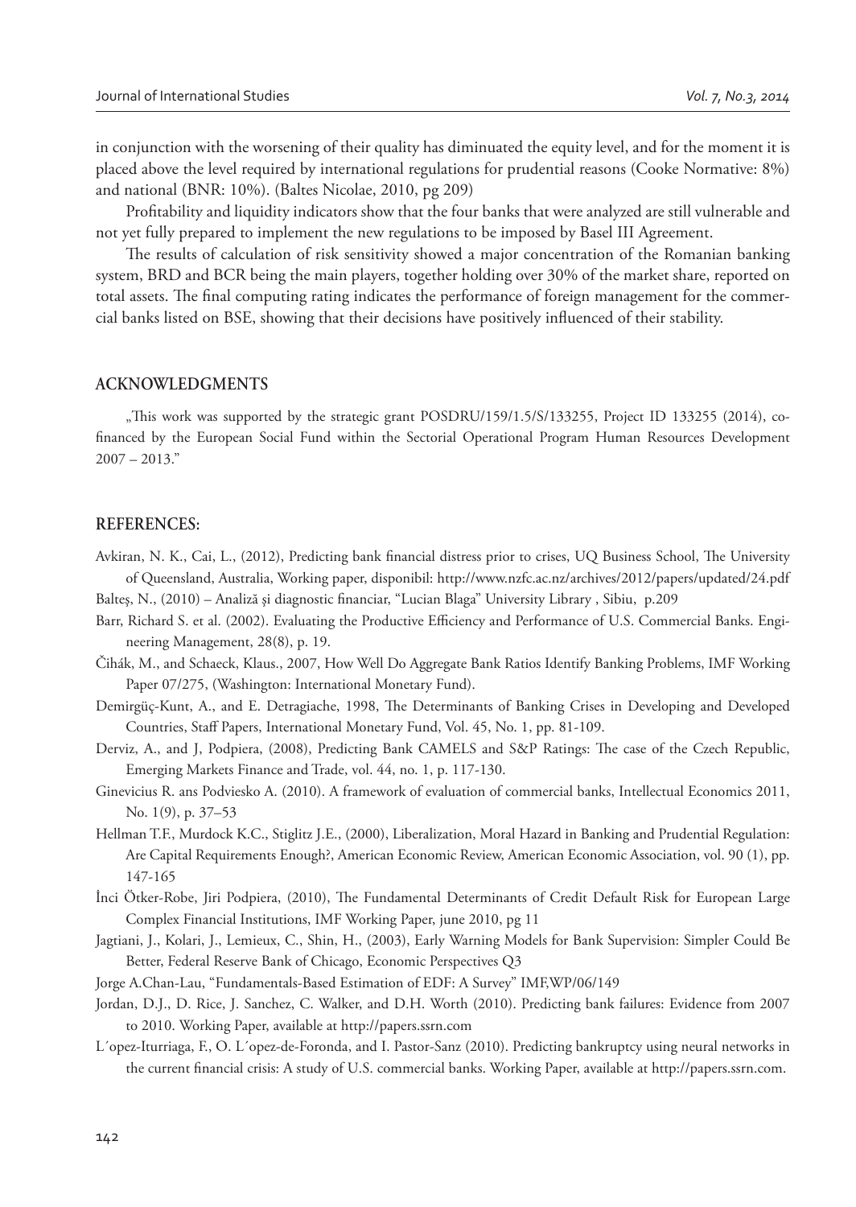in conjunction with the worsening of their quality has diminuated the equity level, and for the moment it is placed above the level required by international regulations for prudential reasons (Cooke Normative: 8%) and national (BNR: 10%). (Baltes Nicolae, 2010, pg 209)

Profitability and liquidity indicators show that the four banks that were analyzed are still vulnerable and not yet fully prepared to implement the new regulations to be imposed by Basel III Agreement.

The results of calculation of risk sensitivity showed a major concentration of the Romanian banking system, BRD and BCR being the main players, together holding over 30% of the market share, reported on total assets. The final computing rating indicates the performance of foreign management for the commercial banks listed on BSE, showing that their decisions have positively influenced of their stability.

## ACKNOWLEDGMENTS

„This work was supported by the strategic grant POSDRU/159/1.5/S/133255, Project ID 133255 (2014), co-financed by the European Social Fund within the Sectorial Operational Program Human Resources Development 2007 – 2013."

## REFERENCES:

Avkiran, N. K., Cai, L., (2012), Predicting bank financial distress prior to crises, UQ Business School, The University of Queensland, Australia, Working paper, disponibil: http://www.nzfc.ac.nz/archives/2012/papers/updated/24.pdf

Balteş, N., (2010) – Analiză şi diagnostic financiar, "Lucian Blaga" University Library , Sibiu, p.209

Barr, Richard S. et al. (2002). Evaluating the Productive Efficiency and Performance of U.S. Commercial Banks. Engineering Management, 28(8), p. 19.

Čihák, M., and Schaeck, Klaus., 2007, How Well Do Aggregate Bank Ratios Identify Banking Problems, IMF Working Paper 07/275, (Washington: International Monetary Fund).

Demirgüç-Kunt, A., and E. Detragiache, 1998, The Determinants of Banking Crises in Developing and Developed Countries, Staff Papers, International Monetary Fund, Vol. 45, No. 1, pp. 81-109.

Derviz, A., and J, Podpiera, (2008), Predicting Bank CAMELS and S&P Ratings: The case of the Czech Republic, Emerging Markets Finance and Trade, vol. 44, no. 1, p. 117-130.

Ginevicius R. ans Podviesko A. (2010). A framework of evaluation of commercial banks, Intellectual Economics 2011, No. 1(9), p. 37–53

Hellman T.F., Murdock K.C., Stiglitz J.E., (2000), Liberalization, Moral Hazard in Banking and Prudential Regulation: Are Capital Requirements Enough?, American Economic Review, American Economic Association, vol. 90 (1), pp. 147-165

İnci Ötker-Robe, Jiri Podpiera, (2010), The Fundamental Determinants of Credit Default Risk for European Large Complex Financial Institutions, IMF Working Paper, june 2010, pg 11

Jagtiani, J., Kolari, J., Lemieux, C., Shin, H., (2003), Early Warning Models for Bank Supervision: Simpler Could Be Better, Federal Reserve Bank of Chicago, Economic Perspectives Q3

Jorge A.Chan-Lau, "Fundamentals-Based Estimation of EDF: A Survey" IMF,WP/06/149

Jordan, D.J., D. Rice, J. Sanchez, C. Walker, and D.H. Worth (2010). Predicting bank failures: Evidence from 2007 to 2010. Working Paper, available at http://papers.ssrn.com

L´opez-Iturriaga, F., O. L´opez-de-Foronda, and I. Pastor-Sanz (2010). Predicting bankruptcy using neural networks in the current financial crisis: A study of U.S. commercial banks. Working Paper, available at http://papers.ssrn.com.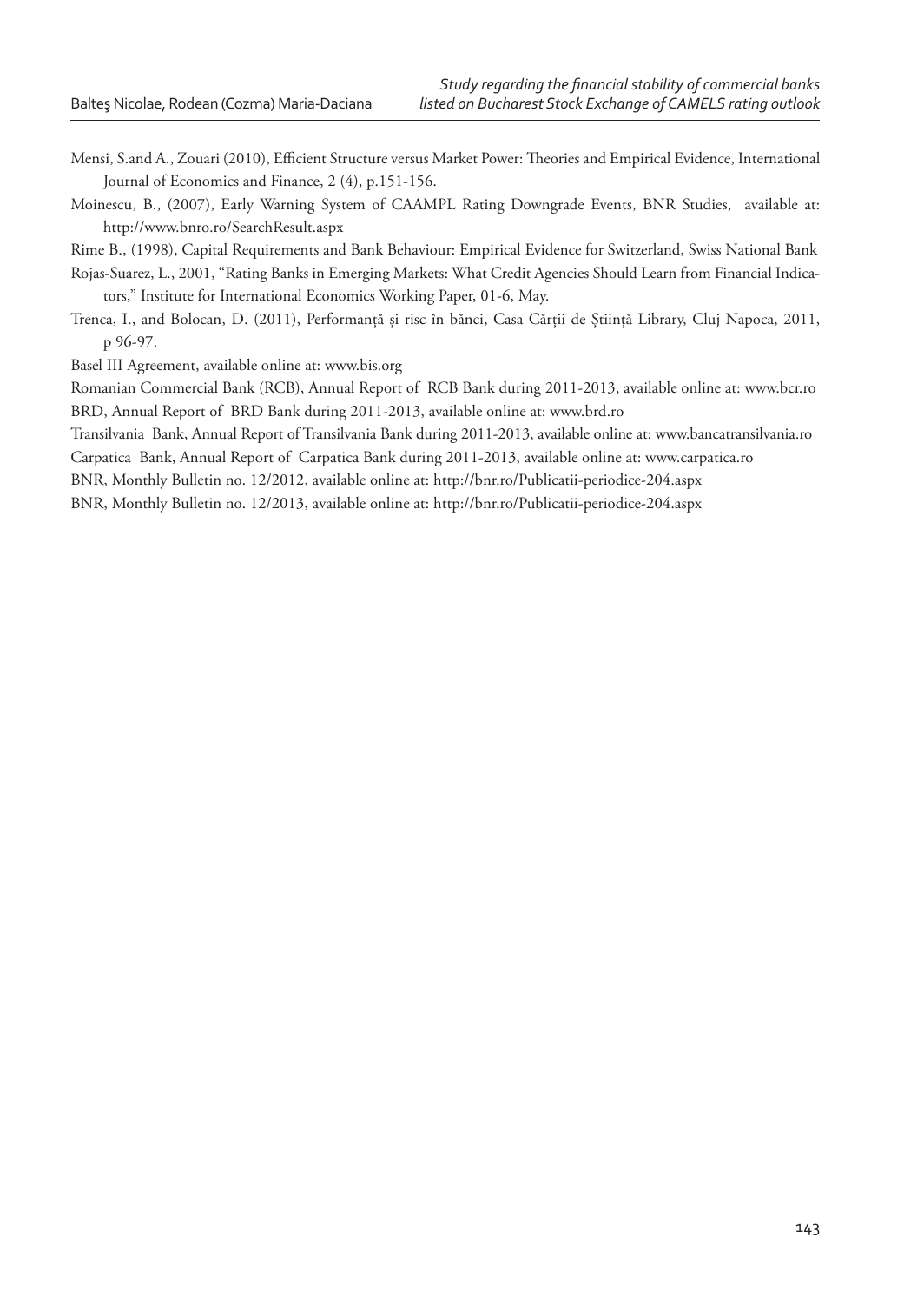Mensi, S.and A., Zouari (2010), Efficient Structure versus Market Power: Theories and Empirical Evidence, International Journal of Economics and Finance, 2 (4), p.151-156.

Moinescu, B., (2007), Early Warning System of CAAMPL Rating Downgrade Events, BNR Studies, available at: http://www.bnro.ro/SearchResult.aspx

Rime B., (1998), Capital Requirements and Bank Behaviour: Empirical Evidence for Switzerland, Swiss National Bank

Rojas-Suarez, L., 2001, "Rating Banks in Emerging Markets: What Credit Agencies Should Learn from Financial Indicators," Institute for International Economics Working Paper, 01-6, May.

Trenca, I., and Bolocan, D. (2011), Performanță și risc în bănci, Casa Cărții de Știință Library, Cluj Napoca, 2011, p 96-97.

Basel III Agreement, available online at: www.bis.org

Romanian Commercial Bank (RCB), Annual Report of RCB Bank during 2011-2013, available online at: www.bcr.ro

BRD, Annual Report of BRD Bank during 2011-2013, available online at: www.brd.ro

Transilvania Bank, Annual Report of Transilvania Bank during 2011-2013, available online at: www.bancatransilvania.ro

Carpatica Bank, Annual Report of Carpatica Bank during 2011-2013, available online at: www.carpatica.ro

BNR, Monthly Bulletin no. 12/2012, available online at: http://bnr.ro/Publicatii-periodice-204.aspx

BNR, Monthly Bulletin no. 12/2013, available online at: http://bnr.ro/Publicatii-periodice-204.aspx